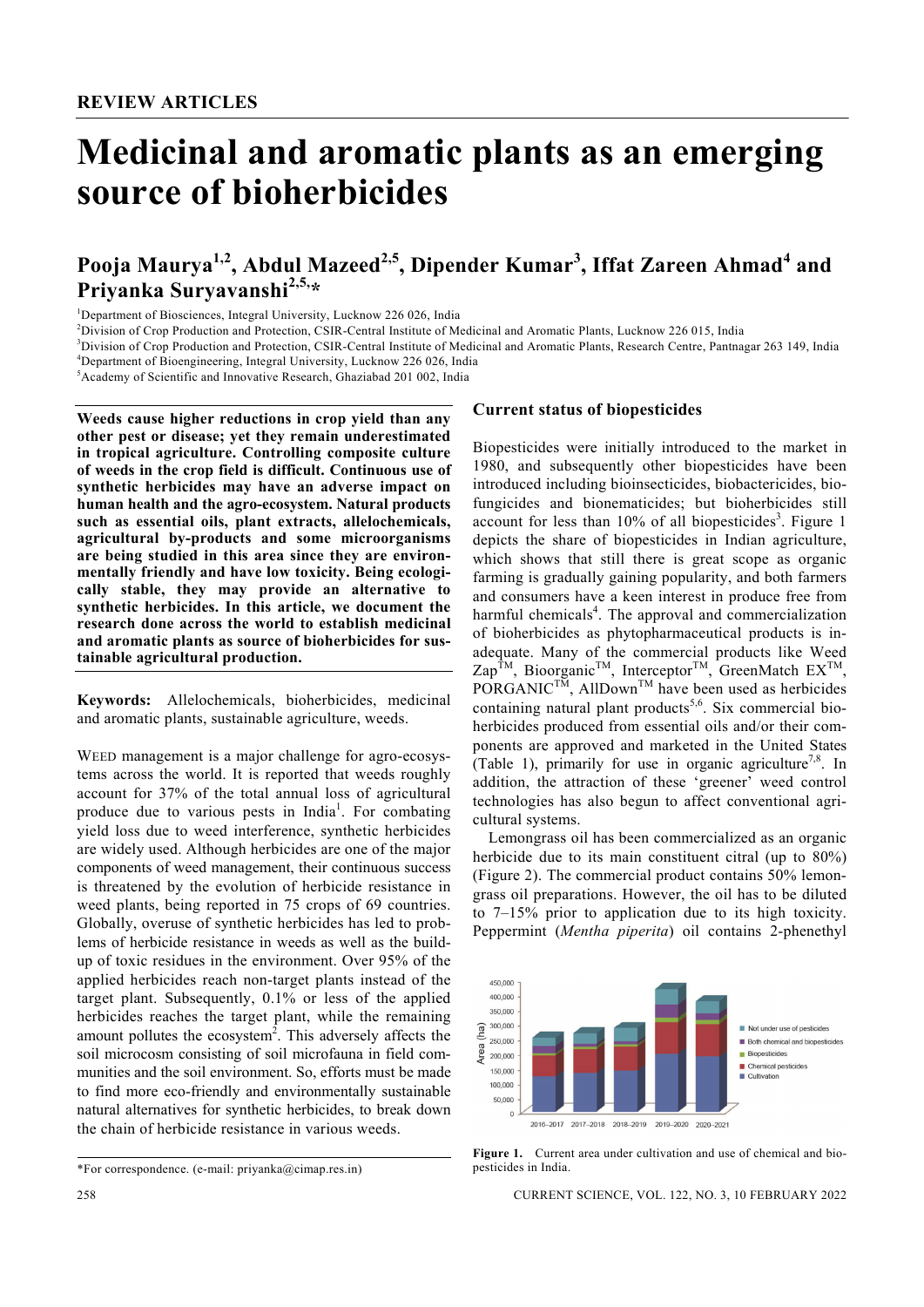REVIEW ARTICLES

# Medicinal and aromatic plants as an emerging source of bioherbicides

## Pooja Maurya[1,2], Abdul Mazeed[2,5], Dipender Kumar[3], Iffat Zareen Ahmad[4] and Priyanka Suryavanshi[2,5,*]

[1]Department of Biosciences, Integral University, Lucknow 226 026, India
[2]Division of Crop Production and Protection, CSIR-Central Institute of Medicinal and Aromatic Plants, Lucknow 226 015, India
[3]Division of Crop Production and Protection, CSIR-Central Institute of Medicinal and Aromatic Plants, Research Centre, Pantnagar 263 149, India
[4]Department of Bioengineering, Integral University, Lucknow 226 026, India
[5]Academy of Scientific and Innovative Research, Ghaziabad 201 002, India

**Weeds cause higher reductions in crop yield than any other pest or disease; yet they remain underestimated in tropical agriculture. Controlling composite culture of weeds in the crop field is difficult. Continuous use of synthetic herbicides may have an adverse impact on human health and the agro-ecosystem. Natural products such as essential oils, plant extracts, allelochemicals, agricultural by-products and some microorganisms are being studied in this area since they are environmentally friendly and have low toxicity. Being ecologically stable, they may provide an alternative to synthetic herbicides. In this article, we document the research done across the world to establish medicinal and aromatic plants as source of bioherbicides for sustainable agricultural production.**

**Keywords:** Allelochemicals, bioherbicides, medicinal and aromatic plants, sustainable agriculture, weeds.

WEED management is a major challenge for agro-ecosystems across the world. It is reported that weeds roughly account for 37% of the total annual loss of agricultural produce due to various pests in India[1]. For combating yield loss due to weed interference, synthetic herbicides are widely used. Although herbicides are one of the major components of weed management, their continuous success is threatened by the evolution of herbicide resistance in weed plants, being reported in 75 crops of 69 countries. Globally, overuse of synthetic herbicides has led to problems of herbicide resistance in weeds as well as the build-up of toxic residues in the environment. Over 95% of the applied herbicides reach non-target plants instead of the target plant. Subsequently, 0.1% or less of the applied herbicides reaches the target plant, while the remaining amount pollutes the ecosystem[2]. This adversely affects the soil microcosm consisting of soil microfauna in field communities and the soil environment. So, efforts must be made to find more eco-friendly and environmentally sustainable natural alternatives for synthetic herbicides, to break down the chain of herbicide resistance in various weeds.

\*For correspondence. (e-mail: priyanka@cimap.res.in)

## Current status of biopesticides

Biopesticides were initially introduced to the market in 1980, and subsequently other biopesticides have been introduced including bioinsecticides, biobactericides, biofungicides and bionematicides; but bioherbicides still account for less than 10% of all biopesticides[3]. Figure 1 depicts the share of biopesticides in Indian agriculture, which shows that still there is great scope as organic farming is gradually gaining popularity, and both farmers and consumers have a keen interest in produce free from harmful chemicals[4]. The approval and commercialization of bioherbicides as phytopharmaceutical products is inadequate. Many of the commercial products like Weed Zap™, Bioorganic™, Interceptor™, GreenMatch EX™, PORGANIC™, AllDown™ have been used as herbicides containing natural plant products[5,6]. Six commercial bioherbicides produced from essential oils and/or their components are approved and marketed in the United States (Table 1), primarily for use in organic agriculture[7,8]. In addition, the attraction of these 'greener' weed control technologies has also begun to affect conventional agricultural systems.

Lemongrass oil has been commercialized as an organic herbicide due to its main constituent citral (up to 80%) (Figure 2). The commercial product contains 50% lemongrass oil preparations. However, the oil has to be diluted to 7–15% prior to application due to its high toxicity. Peppermint (*Mentha piperita*) oil contains 2-phenethyl

**Figure 1.** Current area under cultivation and use of chemical and biopesticides in India.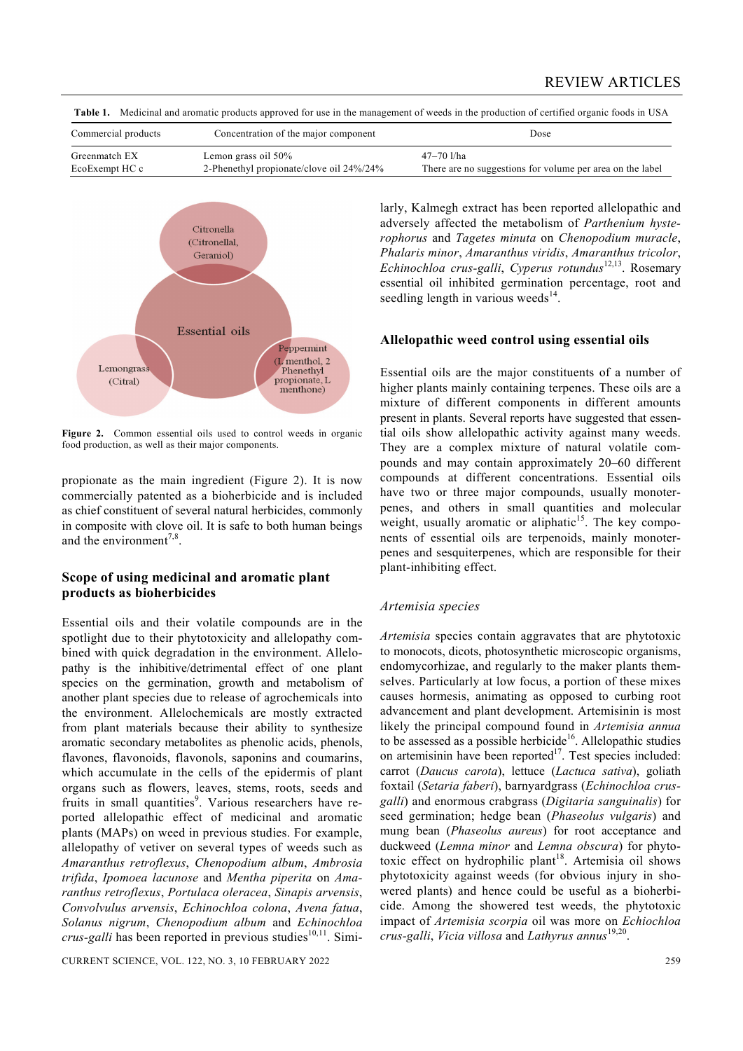Table 1. Medicinal and aromatic products approved for use in the management of weeds in the production of certified organic foods in USA

| Commercial products | Concentration of the major component | Dose |
|---|---|---|
| Greenmatch EX | Lemon grass oil 50% | 47–70 l/ha |
| EcoExempt HC c | 2-Phenethyl propionate/clove oil 24%/24% | There are no suggestions for volume per area on the label |

Figure 2. Common essential oils used to control weeds in organic food production, as well as their major components.

propionate as the main ingredient (Figure 2). It is now commercially patented as a bioherbicide and is included as chief constituent of several natural herbicides, commonly in composite with clove oil. It is safe to both human beings and the environment[7,8].

## Scope of using medicinal and aromatic plant products as bioherbicides

Essential oils and their volatile compounds are in the spotlight due to their phytotoxicity and allelopathy combined with quick degradation in the environment. Allelopathy is the inhibitive/detrimental effect of one plant species on the germination, growth and metabolism of another plant species due to release of agrochemicals into the environment. Allelochemicals are mostly extracted from plant materials because their ability to synthesize aromatic secondary metabolites as phenolic acids, phenols, flavones, flavonoids, flavonols, saponins and coumarins, which accumulate in the cells of the epidermis of plant organs such as flowers, leaves, stems, roots, seeds and fruits in small quantities[9]. Various researchers have reported allelopathic effect of medicinal and aromatic plants (MAPs) on weed in previous studies. For example, allelopathy of vetiver on several types of weeds such as *Amaranthus retroflexus*, *Chenopodium album*, *Ambrosia trifida*, *Ipomoea lacunose* and *Mentha piperita* on *Amaranthus retroflexus*, *Portulaca oleracea*, *Sinapis arvensis*, *Convolvulus arvensis*, *Echinochloa colona*, *Avena fatua*, *Solanus nigrum*, *Chenopodium album* and *Echinochloa crus-galli* has been reported in previous studies[10,11]. Similarly, Kalmegh extract has been reported allelopathic and adversely affected the metabolism of *Parthenium hysterophorus* and *Tagetes minuta* on *Chenopodium muracle*, *Phalaris minor*, *Amaranthus viridis*, *Amaranthus tricolor*, *Echinochloa crus-galli*, *Cyperus rotundus*[12,13]. Rosemary essential oil inhibited germination percentage, root and seedling length in various weeds[14].

## Allelopathic weed control using essential oils

Essential oils are the major constituents of a number of higher plants mainly containing terpenes. These oils are a mixture of different components in different amounts present in plants. Several reports have suggested that essential oils show allelopathic activity against many weeds. They are a complex mixture of natural volatile compounds and may contain approximately 20–60 different compounds at different concentrations. Essential oils have two or three major compounds, usually monoterpenes, and others in small quantities and molecular weight, usually aromatic or aliphatic[15]. The key components of essential oils are terpenoids, mainly monoterpenes and sesquiterpenes, which are responsible for their plant-inhibiting effect.

### *Artemisia species*

*Artemisia* species contain aggravates that are phytotoxic to monocots, dicots, photosynthetic microscopic organisms, endomycorhizae, and regularly to the maker plants themselves. Particularly at low focus, a portion of these mixes causes hormesis, animating as opposed to curbing root advancement and plant development. Artemisinin is most likely the principal compound found in *Artemisia annua* to be assessed as a possible herbicide[16]. Allelopathic studies on artemisinin have been reported[17]. Test species included: carrot (*Daucus carota*), lettuce (*Lactuca sativa*), goliath foxtail (*Setaria faberi*), barnyardgrass (*Echinochloa crus-galli*) and enormous crabgrass (*Digitaria sanguinalis*) for seed germination; hedge bean (*Phaseolus vulgaris*) and mung bean (*Phaseolus aureus*) for root acceptance and duckweed (*Lemna minor* and *Lemna obscura*) for phytotoxic effect on hydrophilic plant[18]. Artemisia oil shows phytotoxicity against weeds (for obvious injury in showered plants) and hence could be useful as a bioherbicide. Among the showered test weeds, the phytotoxic impact of *Artemisia scorpia* oil was more on *Echiochloa crus-galli*, *Vicia villosa* and *Lathyrus annus*[19,20].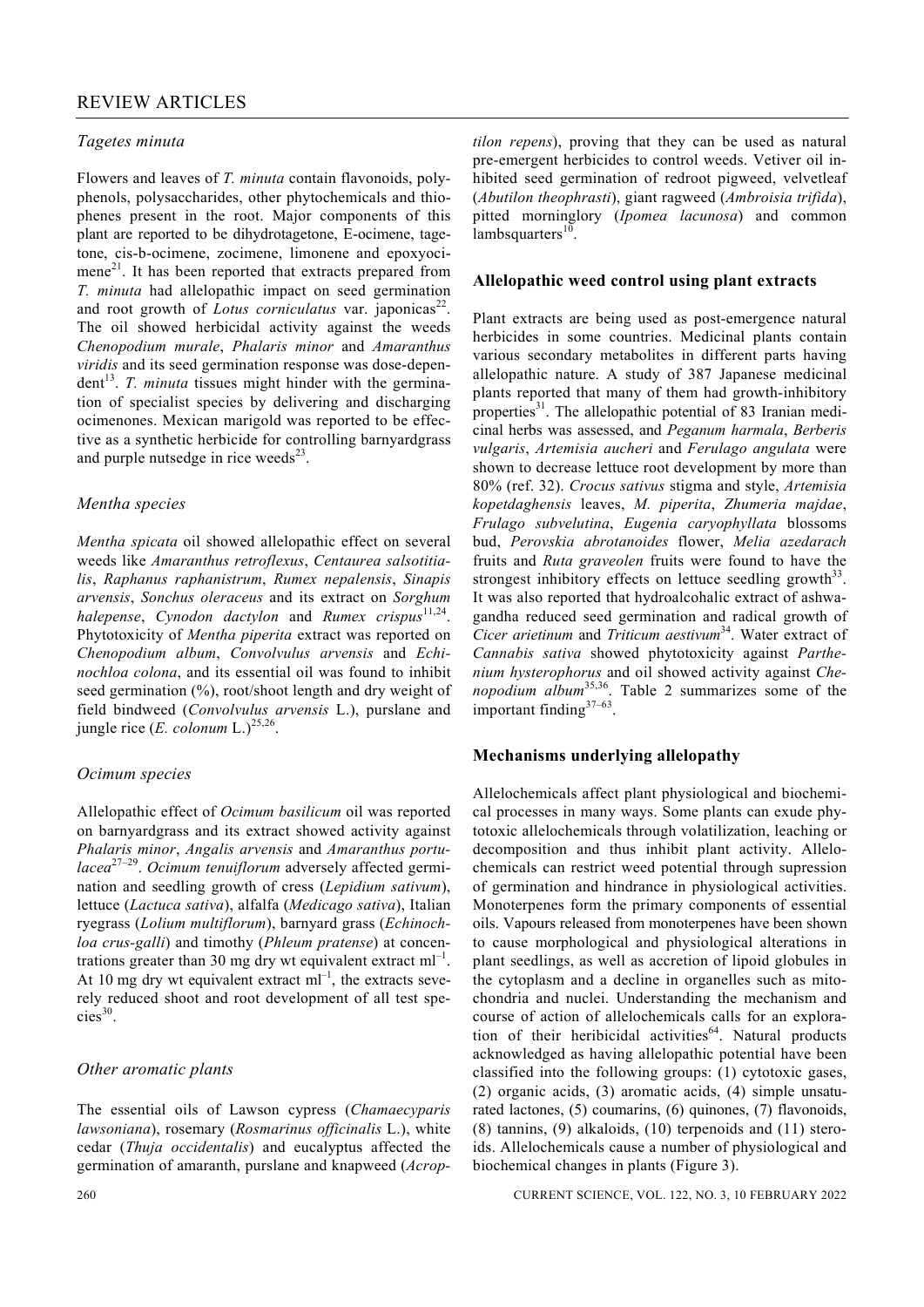### *Tagetes minuta*

Flowers and leaves of *T. minuta* contain flavonoids, polyphenols, polysaccharides, other phytochemicals and thiophenes present in the root. Major components of this plant are reported to be dihydrotagetone, E-ocimene, tagetone, cis-b-ocimene, zocimene, limonene and epoxyocimene[21]. It has been reported that extracts prepared from *T. minuta* had allelopathic impact on seed germination and root growth of *Lotus corniculatus* var. japonicas[22]. The oil showed herbicidal activity against the weeds *Chenopodium murale*, *Phalaris minor* and *Amaranthus viridis* and its seed germination response was dose-dependent[13]. *T. minuta* tissues might hinder with the germination of specialist species by delivering and discharging ocimenones. Mexican marigold was reported to be effective as a synthetic herbicide for controlling barnyardgrass and purple nutsedge in rice weeds[23].

### *Mentha species*

*Mentha spicata* oil showed allelopathic effect on several weeds like *Amaranthus retroflexus*, *Centaurea salsotitialis*, *Raphanus raphanistrum*, *Rumex nepalensis*, *Sinapis arvensis*, *Sonchus oleraceus* and its extract on *Sorghum halepense*, *Cynodon dactylon* and *Rumex crispus*[11,24]. Phytotoxicity of *Mentha piperita* extract was reported on *Chenopodium album*, *Convolvulus arvensis* and *Echinochloa colona*, and its essential oil was found to inhibit seed germination (%), root/shoot length and dry weight of field bindweed (*Convolvulus arvensis* L.), purslane and jungle rice (*E. colonum* L.)[25,26].

### *Ocimum species*

Allelopathic effect of *Ocimum basilicum* oil was reported on barnyardgrass and its extract showed activity against *Phalaris minor*, *Angalis arvensis* and *Amaranthus portulacea*[27–29]. *Ocimum tenuiflorum* adversely affected germination and seedling growth of cress (*Lepidium sativum*), lettuce (*Lactuca sativa*), alfalfa (*Medicago sativa*), Italian ryegrass (*Lolium multiflorum*), barnyard grass (*Echinochloa crus-galli*) and timothy (*Phleum pratense*) at concentrations greater than 30 mg dry wt equivalent extract $ml^{-1}$. At 10 mg dry wt equivalent extract $ml^{-1}$, the extracts severely reduced shoot and root development of all test species[30].

### *Other aromatic plants*

The essential oils of Lawson cypress (*Chamaecyparis lawsoniana*), rosemary (*Rosmarinus officinalis* L.), white cedar (*Thuja occidentalis*) and eucalyptus affected the germination of amaranth, purslane and knapweed (*Acroptilon repens*), proving that they can be used as natural pre-emergent herbicides to control weeds. Vetiver oil inhibited seed germination of redroot pigweed, velvetleaf (*Abutilon theophrasti*), giant ragweed (*Ambroisia trifida*), pitted morninglory (*Ipomea lacunosa*) and common lambsquarters[10].

## Allelopathic weed control using plant extracts

Plant extracts are being used as post-emergence natural herbicides in some countries. Medicinal plants contain various secondary metabolites in different parts having allelopathic nature. A study of 387 Japanese medicinal plants reported that many of them had growth-inhibitory properties[31]. The allelopathic potential of 83 Iranian medicinal herbs was assessed, and *Peganum harmala*, *Berberis vulgaris*, *Artemisia aucheri* and *Ferulago angulata* were shown to decrease lettuce root development by more than 80% (ref. 32). *Crocus sativus* stigma and style, *Artemisia kopetdaghensis* leaves, *M. piperita*, *Zhumeria majdae*, *Frulago subvelutina*, *Eugenia caryophyllata* blossoms bud, *Perovskia abrotanoides* flower, *Melia azedarach* fruits and *Ruta graveolen* fruits were found to have the strongest inhibitory effects on lettuce seedling growth[33]. It was also reported that hydroalcohalic extract of ashwagandha reduced seed germination and radical growth of *Cicer arietinum* and *Triticum aestivum*[34]. Water extract of *Cannabis sativa* showed phytotoxicity against *Parthenium hysterophorus* and oil showed activity against *Chenopodium album*[35,36]. Table 2 summarizes some of the important finding[37–63].

## Mechanisms underlying allelopathy

Allelochemicals affect plant physiological and biochemical processes in many ways. Some plants can exude phytotoxic allelochemicals through volatilization, leaching or decomposition and thus inhibit plant activity. Allelochemicals can restrict weed potential through supression of germination and hindrance in physiological activities. Monoterpenes form the primary components of essential oils. Vapours released from monoterpenes have been shown to cause morphological and physiological alterations in plant seedlings, as well as accretion of lipoid globules in the cytoplasm and a decline in organelles such as mitochondria and nuclei. Understanding the mechanism and course of action of allelochemicals calls for an exploration of their heribicidal activities[64]. Natural products acknowledged as having allelopathic potential have been classified into the following groups: (1) cytotoxic gases, (2) organic acids, (3) aromatic acids, (4) simple unsaturated lactones, (5) coumarins, (6) quinones, (7) flavonoids, (8) tannins, (9) alkaloids, (10) terpenoids and (11) steroids. Allelochemicals cause a number of physiological and biochemical changes in plants (Figure 3).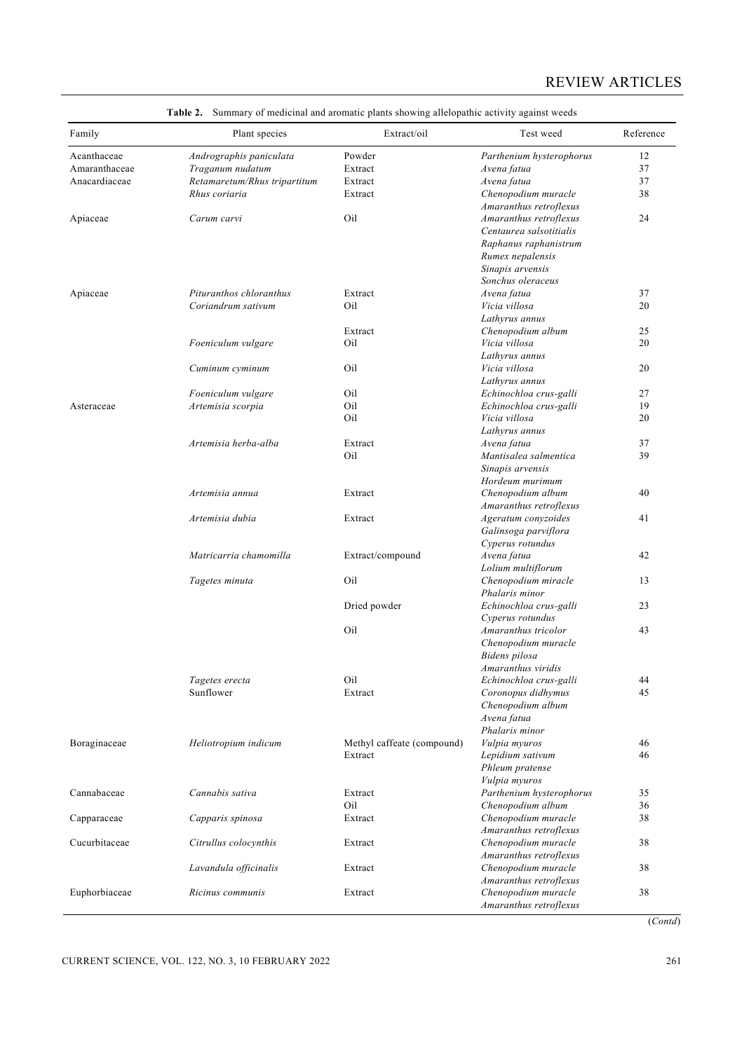**Table 2.** Summary of medicinal and aromatic plants showing allelopathic activity against weeds

| Family | Plant species | Extract/oil | Test weed | Reference |
|---|---|---|---|---|
| Acanthaceae | *Andrographis paniculata* | Powder | *Parthenium hysterophorus* | 12 |
| Amaranthaceae | *Traganum nudatum* | Extract | *Avena fatua* | 37 |
| Anacardiaceae | *Retamaretum/Rhus tripartitum* | Extract | *Avena fatua* | 37 |
| | *Rhus coriaria* | Extract | *Chenopodium muracle* *Amaranthus retroflexus* | 38 |
| Apiaceae | *Carum carvi* | Oil | *Amaranthus retroflexus* *Centaurea salsotitialis* *Raphanus raphanistrum* *Rumex nepalensis* *Sinapis arvensis* *Sonchus oleraceus* | 24 |
| Apiaceae | *Pituranthos chloranthus* | Extract | *Avena fatua* | 37 |
| | *Coriandrum sativum* | Oil | *Vicia villosa* *Lathyrus annus* | 20 |
| | | Extract | *Chenopodium album* | 25 |
| | *Foeniculum vulgare* | Oil | *Vicia villosa* *Lathyrus annus* | 20 |
| | *Cuminum cyminum* | Oil | *Vicia villosa* *Lathyrus annus* | 20 |
| | *Foeniculum vulgare* | Oil | *Echinochloa crus-galli* | 27 |
| Asteraceae | *Artemisia scorpia* | Oil | *Echinochloa crus-galli* | 19 |
| | | Oil | *Vicia villosa* *Lathyrus annus* | 20 |
| | *Artemisia herba-alba* | Extract | *Avena fatua* | 37 |
| | | Oil | *Mantisalea salmentica* *Sinapis arvensis* *Hordeum murimum* | 39 |
| | *Artemisia annua* | Extract | *Chenopodium album* *Amaranthus retroflexus* | 40 |
| | *Artemisia dubia* | Extract | *Ageratum conyzoides* *Galinsoga parviflora* *Cyperus rotundus* | 41 |
| | *Matricarria chamomilla* | Extract/compound | *Avena fatua* *Lolium multiflorum* | 42 |
| | *Tagetes minuta* | Oil | *Chenopodium miracle* *Phalaris minor* | 13 |
| | | Dried powder | *Echinochloa crus-galli* *Cyperus rotundus* | 23 |
| | | Oil | *Amaranthus tricolor* *Chenopodium muracle* *Bidens pilosa* *Amaranthus viridis* | 43 |
| | *Tagetes erecta* | Oil | *Echinochloa crus-galli* | 44 |
| | Sunflower | Extract | *Coronopus didhymus* *Chenopodium album* *Avena fatua* *Phalaris minor* | 45 |
| Boraginaceae | *Heliotropium indicum* | Methyl caffeate (compound) | *Vulpia myuros* | 46 |
| | | Extract | *Lepidium sativum* *Phleum pratense* *Vulpia myuros* | 46 |
| Cannabaceae | *Cannabis sativa* | Extract | *Parthenium hysterophorus* | 35 |
| | | Oil | *Chenopodium album* | 36 |
| Capparaceae | *Capparis spinosa* | Extract | *Chenopodium muracle* *Amaranthus retroflexus* | 38 |
| Cucurbitaceae | *Citrullus colocynthis* | Extract | *Chenopodium muracle* *Amaranthus retroflexus* | 38 |
| | *Lavandula officinalis* | Extract | *Chenopodium muracle* *Amaranthus retroflexus* | 38 |
| Euphorbiaceae | *Ricinus communis* | Extract | *Chenopodium muracle* *Amaranthus retroflexus* | 38 |

(*Contd*)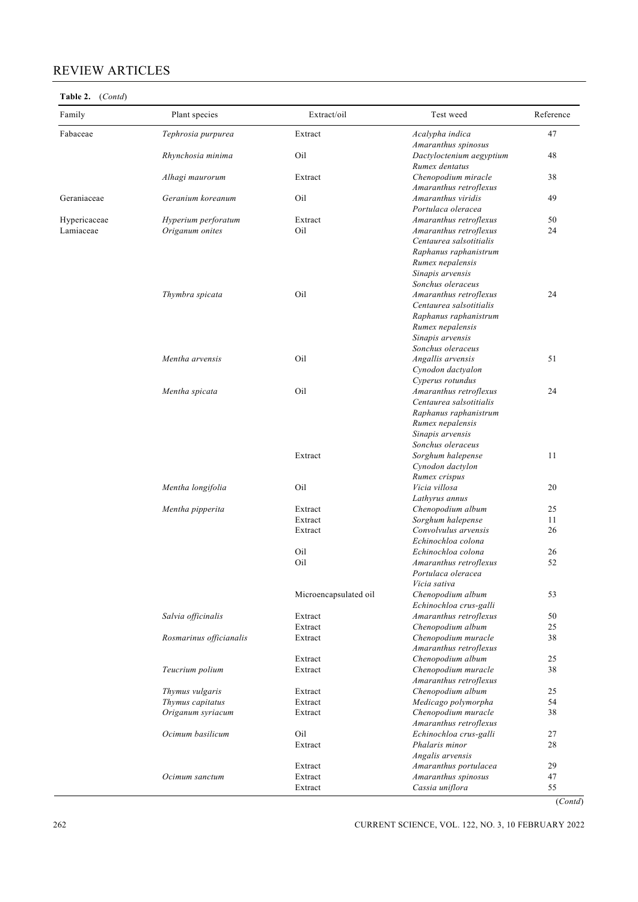**Table 2.** (*Contd*)

| Family | Plant species | Extract/oil | Test weed | Reference |
|---|---|---|---|---|
| Fabaceae | *Tephrosia purpurea* | Extract | *Acalypha indica* *Amaranthus spinosus* | 47 |
| | *Rhynchosia minima* | Oil | *Dactyloctenium aegyptium* *Rumex dentatus* | 48 |
| | *Alhagi maurorum* | Extract | *Chenopodium miracle* *Amaranthus retroflexus* | 38 |
| Geraniaceae | *Geranium koreanum* | Oil | *Amaranthus viridis* *Portulaca oleracea* | 49 |
| Hypericaceae | *Hyperium perforatum* | Extract | *Amaranthus retroflexus* | 50 |
| Lamiaceae | *Origanum onites* | Oil | *Amaranthus retroflexus* *Centaurea salsotitialis* *Raphanus raphanistrum* *Rumex nepalensis* *Sinapis arvensis* *Sonchus oleraceus* | 24 |
| | *Thymbra spicata* | Oil | *Amaranthus retroflexus* *Centaurea salsotitialis* *Raphanus raphanistrum* *Rumex nepalensis* *Sinapis arvensis* *Sonchus oleraceus* | 24 |
| | *Mentha arvensis* | Oil | *Angallis arvensis* *Cynodon dactyalon* *Cyperus rotundus* | 51 |
| | *Mentha spicata* | Oil | *Amaranthus retroflexus* *Centaurea salsotitialis* *Raphanus raphanistrum* *Rumex nepalensis* *Sinapis arvensis* *Sonchus oleraceus* | 24 |
| | | Extract | *Sorghum halepense* *Cynodon dactylon* *Rumex crispus* | 11 |
| | *Mentha longifolia* | Oil | *Vicia villosa* *Lathyrus annus* | 20 |
| | *Mentha pipperita* | Extract | *Chenopodium album* | 25 |
| | | Extract | *Sorghum halepense* | 11 |
| | | Extract | *Convolvulus arvensis* *Echinochloa colona* | 26 |
| | | Oil | *Echinochloa colona* | 26 |
| | | Oil | *Amaranthus retroflexus* *Portulaca oleracea* *Vicia sativa* | 52 |
| | | Microencapsulated oil | *Chenopodium album* *Echinochloa crus-galli* | 53 |
| | *Salvia officinalis* | Extract | *Amaranthus retroflexus* | 50 |
| | | Extract | *Chenopodium album* | 25 |
| | *Rosmarinus officianalis* | Extract | *Chenopodium muracle* *Amaranthus retroflexus* | 38 |
| | | Extract | *Chenopodium album* | 25 |
| | *Teucrium polium* | Extract | *Chenopodium muracle* *Amaranthus retroflexus* | 38 |
| | *Thymus vulgaris* | Extract | *Chenopodium album* | 25 |
| | *Thymus capitatus* | Extract | *Medicago polymorpha* | 54 |
| | *Origanum syriacum* | Extract | *Chenopodium muracle* *Amaranthus retroflexus* | 38 |
| | *Ocimum basilicum* | Oil | *Echinochloa crus-galli* | 27 |
| | | Extract | *Phalaris minor* *Angalis arvensis* | 28 |
| | | Extract | *Amaranthus portulacea* | 29 |
| | *Ocimum sanctum* | Extract | *Amaranthus spinosus* | 47 |
| | | Extract | *Cassia uniflora* | 55 |

(*Contd*)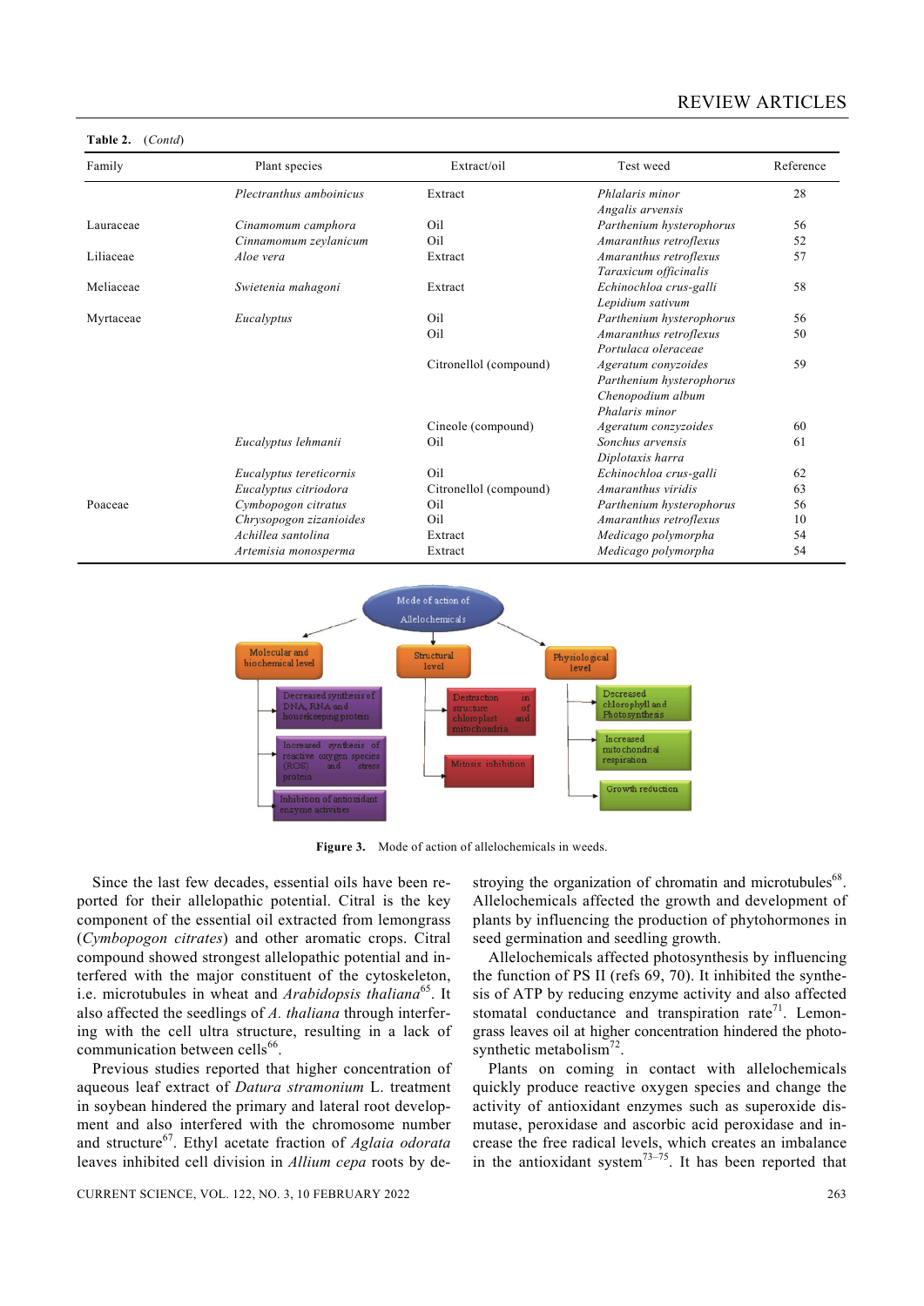**Table 2.** (*Contd*)

| Family | Plant species | Extract/oil | Test weed | Reference |
|---|---|---|---|---|
| | *Plectranthus amboinicus* | Extract | *Phlalaris minor* *Angalis arvensis* | 28 |
| Lauraceae | *Cinamomum camphora* | Oil | *Parthenium hysterophorus* | 56 |
| | *Cinnamomum zeylanicum* | Oil | *Amaranthus retroflexus* | 52 |
| Liliaceae | *Aloe vera* | Extract | *Amaranthus retroflexus* *Taraxicum officinalis* | 57 |
| Meliaceae | *Swietenia mahagoni* | Extract | *Echinochloa crus-galli* *Lepidium sativum* | 58 |
| Myrtaceae | *Eucalyptus* | Oil | *Parthenium hysterophorus* | 56 |
| | | Oil | *Amaranthus retroflexus* *Portulaca oleraceae* | 50 |
| | | Citronellol (compound) | *Ageratum conyzoides* *Parthenium hysterophorus* *Chenopodium album* *Phalaris minor* | 59 |
| | | Cineole (compound) | *Ageratum conzyzoides* | 60 |
| | *Eucalyptus lehmanii* | Oil | *Sonchus arvensis* *Diplotaxis harra* | 61 |
| | *Eucalyptus tereticornis* | Oil | *Echinochloa crus-galli* | 62 |
| | *Eucalyptus citriodora* | Citronellol (compound) | *Amaranthus viridis* | 63 |
| Poaceae | *Cymbopogon citratus* | Oil | *Parthenium hysterophorus* | 56 |
| | *Chrysopogon zizanioides* | Oil | *Amaranthus retroflexus* | 10 |
| | *Achillea santolina* | Extract | *Medicago polymorpha* | 54 |
| | *Artemisia monosperma* | Extract | *Medicago polymorpha* | 54 |

Mode of action of Allelochemicals

- Molecular and biochemical level
  - Decreased synthesis of DNA, RNA and housekeeping protein
  - Increased synthesis of reactive oxygen species (ROS) and stress protein
  - Inhibition of antioxidant enzyme activities
- Structural level
  - Destruction in structure of chloroplast and mitochondria
  - Mitosis inhibition
- Physiological level
  - Decreased chlorophyll and Photosynthesis
  - Increased mitochondrial respiration
  - Growth reduction

**Figure 3.** Mode of action of allelochemicals in weeds.

Since the last few decades, essential oils have been reported for their allelopathic potential. Citral is the key component of the essential oil extracted from lemongrass (*Cymbopogon citrates*) and other aromatic crops. Citral compound showed strongest allelopathic potential and interfered with the major constituent of the cytoskeleton, i.e. microtubules in wheat and *Arabidopsis thaliana*[65]. It also affected the seedlings of *A. thaliana* through interfering with the cell ultra structure, resulting in a lack of communication between cells[66].

Previous studies reported that higher concentration of aqueous leaf extract of *Datura stramonium* L. treatment in soybean hindered the primary and lateral root development and also interfered with the chromosome number and structure[67]. Ethyl acetate fraction of *Aglaia odorata* leaves inhibited cell division in *Allium cepa* roots by destroying the organization of chromatin and microtubules[68]. Allelochemicals affected the growth and development of plants by influencing the production of phytohormones in seed germination and seedling growth.

Allelochemicals affected photosynthesis by influencing the function of PS II (refs 69, 70). It inhibited the synthesis of ATP by reducing enzyme activity and also affected stomatal conductance and transpiration rate[71]. Lemongrass leaves oil at higher concentration hindered the photosynthetic metabolism[72].

Plants on coming in contact with allelochemicals quickly produce reactive oxygen species and change the activity of antioxidant enzymes such as superoxide dismutase, peroxidase and ascorbic acid peroxidase and increase the free radical levels, which creates an imbalance in the antioxidant system[73–75]. It has been reported that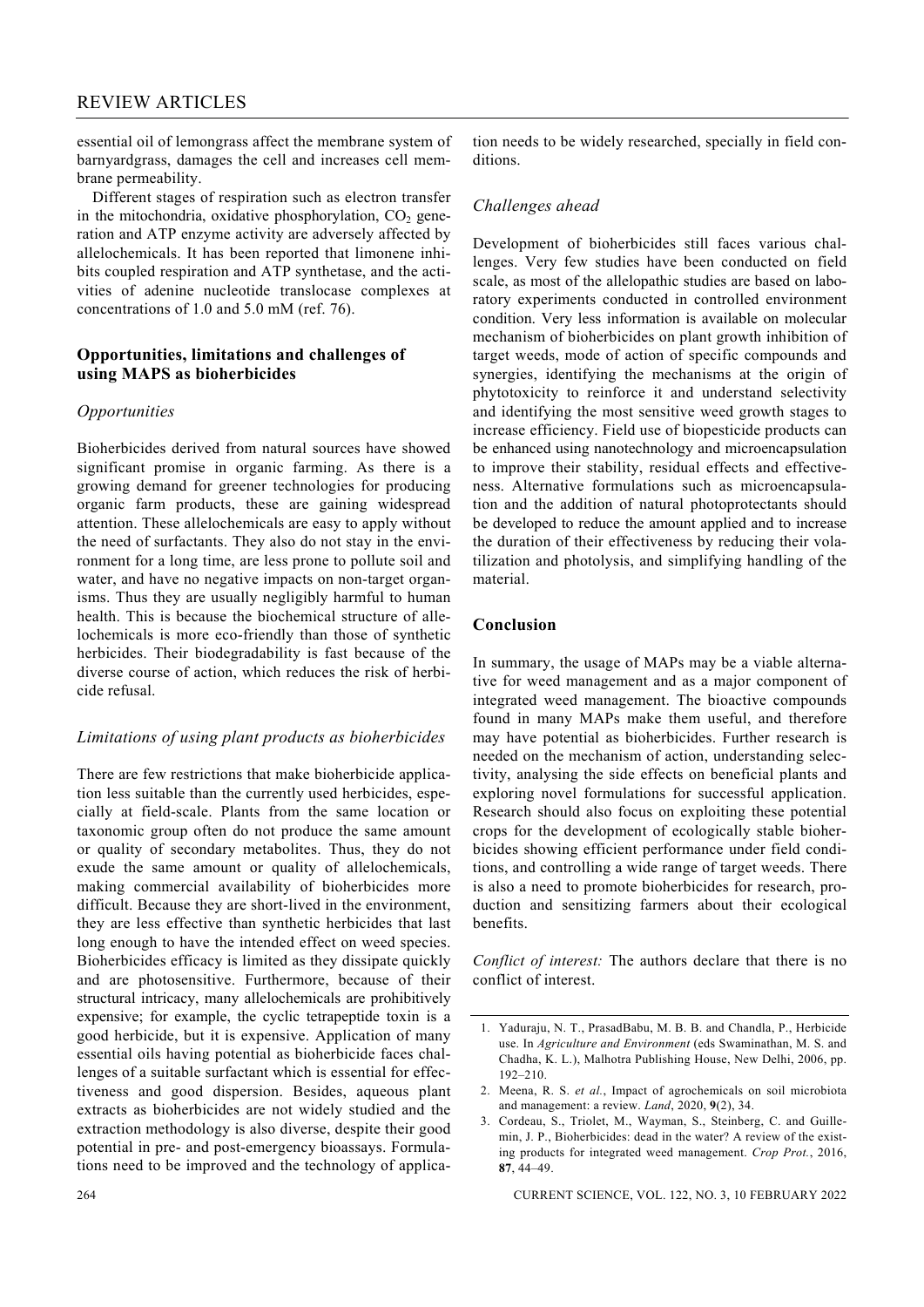essential oil of lemongrass affect the membrane system of barnyardgrass, damages the cell and increases cell membrane permeability.

Different stages of respiration such as electron transfer in the mitochondria, oxidative phosphorylation, $CO_2$ generation and ATP enzyme activity are adversely affected by allelochemicals. It has been reported that limonene inhibits coupled respiration and ATP synthetase, and the activities of adenine nucleotide translocase complexes at concentrations of 1.0 and 5.0 mM (ref. 76).

## Opportunities, limitations and challenges of using MAPS as bioherbicides

### *Opportunities*

Bioherbicides derived from natural sources have showed significant promise in organic farming. As there is a growing demand for greener technologies for producing organic farm products, these are gaining widespread attention. These allelochemicals are easy to apply without the need of surfactants. They also do not stay in the environment for a long time, are less prone to pollute soil and water, and have no negative impacts on non-target organisms. Thus they are usually negligibly harmful to human health. This is because the biochemical structure of allelochemicals is more eco-friendly than those of synthetic herbicides. Their biodegradability is fast because of the diverse course of action, which reduces the risk of herbicide refusal.

### *Limitations of using plant products as bioherbicides*

There are few restrictions that make bioherbicide application less suitable than the currently used herbicides, especially at field-scale. Plants from the same location or taxonomic group often do not produce the same amount or quality of secondary metabolites. Thus, they do not exude the same amount or quality of allelochemicals, making commercial availability of bioherbicides more difficult. Because they are short-lived in the environment, they are less effective than synthetic herbicides that last long enough to have the intended effect on weed species. Bioherbicides efficacy is limited as they dissipate quickly and are photosensitive. Furthermore, because of their structural intricacy, many allelochemicals are prohibitively expensive; for example, the cyclic tetrapeptide toxin is a good herbicide, but it is expensive. Application of many essential oils having potential as bioherbicide faces challenges of a suitable surfactant which is essential for effectiveness and good dispersion. Besides, aqueous plant extracts as bioherbicides are not widely studied and the extraction methodology is also diverse, despite their good potential in pre- and post-emergency bioassays. Formulations need to be improved and the technology of application needs to be widely researched, specially in field conditions.

### *Challenges ahead*

Development of bioherbicides still faces various challenges. Very few studies have been conducted on field scale, as most of the allelopathic studies are based on laboratory experiments conducted in controlled environment condition. Very less information is available on molecular mechanism of bioherbicides on plant growth inhibition of target weeds, mode of action of specific compounds and synergies, identifying the mechanisms at the origin of phytotoxicity to reinforce it and understand selectivity and identifying the most sensitive weed growth stages to increase efficiency. Field use of biopesticide products can be enhanced using nanotechnology and microencapsulation to improve their stability, residual effects and effectiveness. Alternative formulations such as microencapsulation and the addition of natural photoprotectants should be developed to reduce the amount applied and to increase the duration of their effectiveness by reducing their volatilization and photolysis, and simplifying handling of the material.

## Conclusion

In summary, the usage of MAPs may be a viable alternative for weed management and as a major component of integrated weed management. The bioactive compounds found in many MAPs make them useful, and therefore may have potential as bioherbicides. Further research is needed on the mechanism of action, understanding selectivity, analysing the side effects on beneficial plants and exploring novel formulations for successful application. Research should also focus on exploiting these potential crops for the development of ecologically stable bioherbicides showing efficient performance under field conditions, and controlling a wide range of target weeds. There is also a need to promote bioherbicides for research, production and sensitizing farmers about their ecological benefits.

*Conflict of interest:* The authors declare that there is no conflict of interest.

1. Yaduraju, N. T., PrasadBabu, M. B. B. and Chandla, P., Herbicide use. In *Agriculture and Environment* (eds Swaminathan, M. S. and Chadha, K. L.), Malhotra Publishing House, New Delhi, 2006, pp. 192–210.
2. Meena, R. S. *et al.*, Impact of agrochemicals on soil microbiota and management: a review. *Land*, 2020, **9**(2), 34.
3. Cordeau, S., Triolet, M., Wayman, S., Steinberg, C. and Guillemin, J. P., Bioherbicides: dead in the water? A review of the existing products for integrated weed management. *Crop Prot.*, 2016, **87**, 44–49.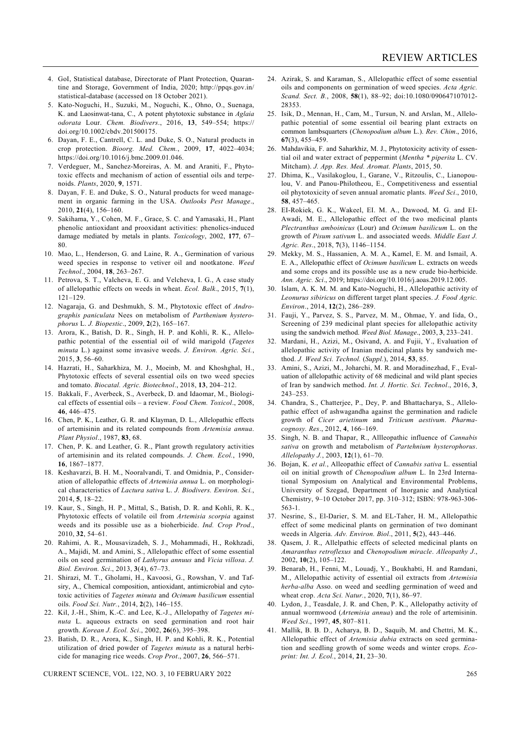4. GoI, Statistical database, Directorate of Plant Protection, Quarantine and Storage, Government of India, 2020; http://ppqs.gov.in/statistical-database (accessed on 18 October 2021).
5. Kato-Noguchi, H., Suzuki, M., Noguchi, K., Ohno, O., Suenaga, K. and Laosinwat-tana, C., A potent phytotoxic substance in *Aglaia odorata* Lour. *Chem. Biodivers*., 2016, **13**, 549–554; https://doi.org/10.1002/cbdv.201500175.
6. Dayan, F. E., Cantrell, C. L. and Duke, S. O., Natural products in crop protection. *Bioorg. Med. Chem.*, 2009, **17**, 4022–4034; https://doi.org/10.1016/j.bmc.2009.01.046.
7. Verdeguer, M., Sanchez-Moreiras, A. M. and Araniti, F., Phytotoxic effects and mechanism of action of essential oils and terpenoids. *Plants*, 2020, **9**, 1571.
8. Dayan, F. E. and Duke, S. O., Natural products for weed management in organic farming in the USA. *Outlooks Pest Manage*., 2010, **21**(4), 156–160.
9. Sakihama, Y., Cohen, M. F., Grace, S. C. and Yamasaki, H., Plant phenolic antioxidant and prooxidant activities: phenolics-induced damage mediated by metals in plants. *Toxicology*, 2002, **177**, 67–80.
10. Mao, L., Henderson, G. and Laine, R. A., Germination of various weed species in response to vetiver oil and nootkatone. *Weed Technol*., 2004, **18**, 263–267.
11. Petrova, S. T., Valcheva, E. G. and Velcheva, I. G., A case study of allelopathic effects on weeds in wheat. *Ecol. Balk*., 2015, **7**(1), 121–129.
12. Nagaraja, G. and Deshmukh, S. M., Phytotoxic effect of *Andrographis paniculata* Nees on metabolism of *Parthenium hysterophorus* L. *J. Biopestic*., 2009, **2**(2), 165–167.
13. Arora, K., Batish, D. R., Singh, H. P. and Kohli, R. K., Allelopathic potential of the essential oil of wild marigold (*Tagetes minuta* L.) against some invasive weeds. *J. Environ. Agric. Sci.*, 2015, **3**, 56–60.
14. Hazrati, H., Saharkhiza, M. J., Moeinb, M. and Khoshghal, H., Phytotoxic effects of several essential oils on two weed species and tomato. *Biocatal. Agric. Biotechnol*., 2018, **13**, 204–212.
15. Bakkali, F., Averbeck, S., Averbeck, D. and Idaomar, M., Biological effects of essential oils – a review. *Food Chem. Toxicol*., 2008, **46**, 446–475.
16. Chen, P. K., Leather, G. R. and Klayman, D. L., Allelopathic effects of artemisinin and its related compounds from *Artemisia annua*. *Plant Physiol*., 1987, **83**, 68.
17. Chen, P. K. and Leather, G. R., Plant growth regulatory activities of artemisinin and its related compounds. *J. Chem. Ecol.*, 1990, **16**, 1867–1877.
18. Keshavarzi, B. H. M., Nooralvandi, T. and Omidnia, P., Consideration of allelopathic effects of *Artemisia annua* L. on morphological characteristics of *Lactura sativa* L. *J. Biodivers. Environ. Sci.*, 2014, **5**, 18–22.
19. Kaur, S., Singh, H. P., Mittal, S., Batish, D. R. and Kohli, R. K., Phytotoxic effects of volatile oil from *Artemisia scorpia* against weeds and its possible use as a bioherbicide. *Ind. Crop Prod*., 2010, **32**, 54–61.
20. Rahimi, A. R., Mousavizadeh, S. J., Mohammadi, H., Rokhzadi, A., Majidi, M. and Amini, S., Allelopathic effect of some essential oils on seed germination of *Lathyrus annuus* and *Vicia villosa*. *J. Biol. Environ. Sci*., 2013, **3**(4), 67–73.
21. Shirazi, M. T., Gholami, H., Kavoosi, G., Rowshan, V. and Tafsiry, A., Chemical composition, antioxidant, antimicrobial and cytotoxic activities of *Tagetes minuta* and *Ocimum basilicum* essential oils. *Food Sci. Nutr.*, 2014, **2**(2), 146–155.
22. Kil, J.-H., Shim, K.-C. and Lee, K.-J., Allelopathy of *Tagetes minuta* L. aqueous extracts on seed germination and root hair growth. *Korean J. Ecol. Sci*., 2002, **26**(6), 395–398.
23. Batish, D. R., Arora, K., Singh, H. P. and Kohli, R. K., Potential utilization of dried powder of *Tagetes minuta* as a natural herbicide for managing rice weeds. *Crop Prot*., 2007, **26**, 566–571.
24. Azirak, S. and Karaman, S., Allelopathic effect of some essential oils and components on germination of weed species. *Acta Agric. Scand. Sect. B.*, 2008, **58**(1), 88–92; doi:10.1080/090647107012-28353.
25. Isik, D., Mennan, H., Cam, M., Tursun, N. and Arslan, M., Allelopathic potential of some essential oil bearing plant extracts on common lambsquarters (*Chenopodium album* L.). *Rev. Chim*., 2016, **67**(3), 455–459.
26. Mahdavikia, F. and Saharkhiz, M. J., Phytotoxicity activity of essential oil and water extract of peppermint (*Mentha * piperita* L. CV. Mitcham). *J. App. Res. Med. Aromat. Plants*, 2015, 50.
27. Dhima, K., Vasilakoglou, I., Garane, V., Ritzoulis, C., Lianopoulou, V. and Panou-Philotheou, E., Competitiveness and essential oil phytotoxicity of seven annual aromatic plants. *Weed Sci*., 2010, **58**, 457–465.
28. El-Rokiek, G. K., Wakeel, EI. M. A., Dawood, M. G. and EI-Awadi, M. E., Allelopathic effect of the two medicinal plants *Plectranthus amboinicus* (Lour) and *Ocimum basilicum* L. on the growth of *Pisum sativum* L. and associated weeds. *Middle East J. Agric. Res*., 2018, **7**(3), 1146–1154.
29. Mekky, M. S., Hassanien, A. M. A., Kamel, E. M. and Ismail, A. E. A., Allelopathic effect of *Ocimum basilicum* L. extracts on weeds and some crops and its possible use as a new crude bio-herbicide. *Ann. Agric. Sci*., 2019; https://doi.org/10.1016/j.aoas.2019.12.005.
30. Islam, A. K. M. M. and Kato-Noguchi, H., Allelopathic activity of *Leonurus sibiricus* on different target plant species. *J. Food Agric. Environ*., 2014, **12**(2), 286–289.
31. Fauji, Y., Parvez, S. S., Parvez, M. M., Ohmae, Y. and Iida, O., Screening of 239 medicinal plant species for allelopathic activity using the sandwich method. *Weed Biol. Manage*., 2003, **3**, 233–241.
32. Mardani, H., Azizi, M., Osivand, A. and Fujii, Y., Evaluation of allelopathic activity of Iranian medicinal plants by sandwich method. *J. Weed Sci. Technol.* (*Suppl.*), 2014, **53**, 85.
33. Amini, S., Azizi, M., Joharchi, M. R. and Moradinezhad, F., Evaluation of allelopathic activity of 68 medicinal and wild plant species of Iran by sandwich method. *Int. J. Hortic. Sci. Technol*., 2016, **3**, 243–253.
34. Chandra, S., Chatterjee, P., Dey, P. and Bhattacharya, S., Allelopathic effect of ashwagandha against the germination and radicle growth of *Cicer arietinum* and *Triticum aestivum*. *Pharmacognosy. Res*., 2012, **4**, 166–169.
35. Singh, N. B. and Thapar, R., Allleopathic influence of *Cannabis sativa* on growth and metabolism of *Partehnium hysterophorus*. *Allelopathy J*., 2003, **12**(1), 61–70.
36. Bojan, K. *et al.*, Alleopathic effect of *Cannabis sativa* L. essential oil on initial growth of *Chenopodium album* L. In 23rd International Symposium on Analytical and Environmental Problems, University of Szegad, Department of Inorganic and Analytical Chemistry, 9–10 October 2017, pp. 310–312; ISBN: 978-963-306-563-1.
37. Nesrine, S., El-Darier, S. M. and EL-Taher, H. M., Allelopathic effect of some medicinal plants on germination of two dominant weeds in Algeria. *Adv. Environ. Biol*., 2011, **5**(2), 443–446.
38. Qasem, J. R., Allelpathic effects of selected medicinal plants on *Amaranthus retroflexus* and *Chenopodium miracle*. *Alleopathy J*., 2002, **10**(2), 105–122.
39. Benarab, H., Fenni, M., Louadj, Y., Boukhabti, H. and Ramdani, M., Allelopathic activity of essential oil extracts from *Artemisia herba-alba* Asso. on weed and seedling germination of weed and wheat crop. *Acta Sci. Natur.*, 2020, **7**(1), 86–97.
40. Lydon, J., Teasdale, J. R. and Chen, P. K., Allelopathy activity of annual wormwood (*Artemisia annua*) and the role of artemisinin. *Weed Sci*., 1997, **45**, 807–811.
41. Mallik, B. B. D., Acharya, B. D., Saquib, M. and Chettri, M. K., Allelopathic effect of *Artemisia dubia* extracts on seed germination and seedling growth of some weeds and winter crops. *Ecoprint: Int. J. Ecol.*, 2014, **21**, 23–30.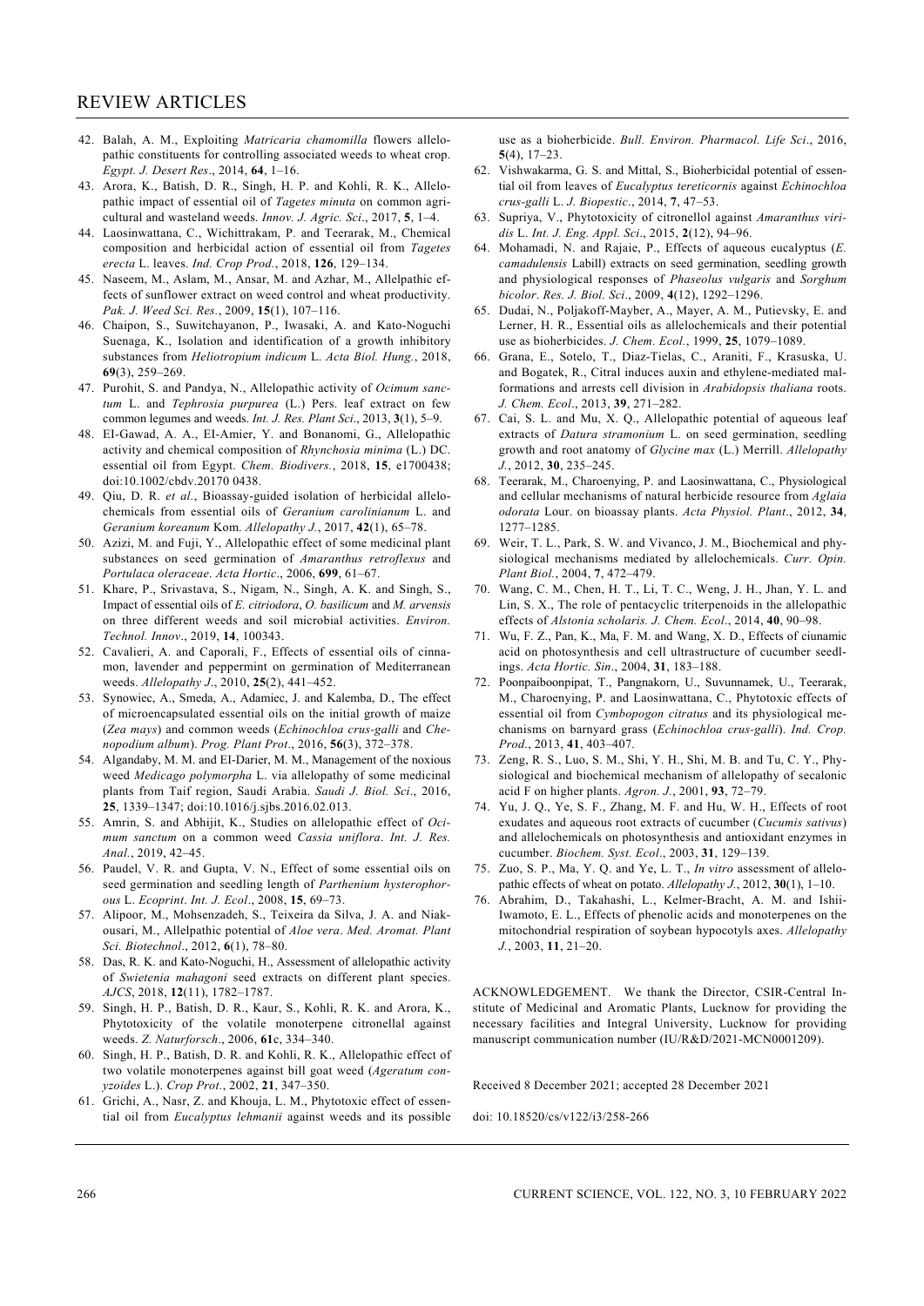42. Balah, A. M., Exploiting *Matricaria chamomilla* flowers allelopathic constituents for controlling associated weeds to wheat crop. *Egypt. J. Desert Res*., 2014, **64**, 1–16.
43. Arora, K., Batish, D. R., Singh, H. P. and Kohli, R. K., Allelopathic impact of essential oil of *Tagetes minuta* on common agricultural and wasteland weeds. *Innov. J. Agric. Sci*., 2017, **5**, 1–4.
44. Laosinwattana, C., Wichittrakam, P. and Teerarak, M., Chemical composition and herbicidal action of essential oil from *Tagetes erecta* L. leaves. *Ind. Crop Prod.*, 2018, **126**, 129–134.
45. Naseem, M., Aslam, M., Ansar, M. and Azhar, M., Allelpathic effects of sunflower extract on weed control and wheat productivity. *Pak. J. Weed Sci. Res.*, 2009, **15**(1), 107–116.
46. Chaipon, S., Suwitchayanon, P., Iwasaki, A. and Kato-Noguchi Suenaga, K., Isolation and identification of a growth inhibitory substances from *Heliotropium indicum* L. *Acta Biol. Hung.*, 2018, **69**(3), 259–269.
47. Purohit, S. and Pandya, N., Allelopathic activity of *Ocimum sanctum* L. and *Tephrosia purpurea* (L.) Pers. leaf extract on few common legumes and weeds. *Int. J. Res. Plant Sci*., 2013, **3**(1), 5–9.
48. El-Gawad, A. A., El-Amier, Y. and Bonanomi, G., Allelopathic activity and chemical composition of *Rhynchosia minima* (L.) DC. essential oil from Egypt. *Chem. Biodivers.*, 2018, **15**, e1700438; doi:10.1002/cbdv.20170 0438.
49. Qiu, D. R. *et al.*, Bioassay-guided isolation of herbicidal allelochemicals from essential oils of *Geranium carolinianum* L. and *Geranium koreanum* Kom. *Allelopathy J.*, 2017, **42**(1), 65–78.
50. Azizi, M. and Fuji, Y., Allelopathic effect of some medicinal plant substances on seed germination of *Amaranthus retroflexus* and *Portulaca oleraceae*. *Acta Hortic*., 2006, **699**, 61–67.
51. Khare, P., Srivastava, S., Nigam, N., Singh, A. K. and Singh, S., Impact of essential oils of *E. citriodora*, *O. basilicum* and *M. arvensis* on three different weeds and soil microbial activities. *Environ. Technol. Innov*., 2019, **14**, 100343.
52. Cavalieri, A. and Caporali, F., Effects of essential oils of cinnamon, lavender and peppermint on germination of Mediterranean weeds. *Allelopathy J*., 2010, **25**(2), 441–452.
53. Synowiec, A., Smeda, A., Adamiec, J. and Kalemba, D., The effect of microencapsulated essential oils on the initial growth of maize (*Zea mays*) and common weeds (*Echinochloa crus-galli* and *Chenopodium album*). *Prog. Plant Prot*., 2016, **56**(3), 372–378.
54. Algandaby, M. M. and El-Darier, M. M., Management of the noxious weed *Medicago polymorpha* L. via allelopathy of some medicinal plants from Taif region, Saudi Arabia. *Saudi J. Biol. Sci*., 2016, **25**, 1339–1347; doi:10.1016/j.sjbs.2016.02.013.
55. Amrin, S. and Abhijit, K., Studies on allelopathic effect of *Ocimum sanctum* on a common weed *Cassia uniflora*. *Int. J. Res. Anal.*, 2019, 42–45.
56. Paudel, V. R. and Gupta, V. N., Effect of some essential oils on seed germination and seedling length of *Parthenium hysterophorous* L. *Ecoprint*. *Int. J. Ecol*., 2008, **15**, 69–73.
57. Alipoor, M., Mohsenzadeh, S., Teixeira da Silva, J. A. and Niakousari, M., Allelpathic potential of *Aloe vera*. *Med. Aromat. Plant Sci. Biotechnol*., 2012, **6**(1), 78–80.
58. Das, R. K. and Kato-Noguchi, H., Assessment of allelopathic activity of *Swietenia mahagoni* seed extracts on different plant species. *AJCS*, 2018, **12**(11), 1782–1787.
59. Singh, H. P., Batish, D. R., Kaur, S., Kohli, R. K. and Arora, K., Phytotoxicity of the volatile monoterpene citronellal against weeds. *Z. Naturforsch*., 2006, **61c**, 334–340.
60. Singh, H. P., Batish, D. R. and Kohli, R. K., Allelopathic effect of two volatile monoterpenes against bill goat weed (*Ageratum conyzoides* L.). *Crop Prot.*, 2002, **21**, 347–350.
61. Grichi, A., Nasr, Z. and Khouja, L. M., Phytotoxic effect of essential oil from *Eucalyptus lehmanii* against weeds and its possible use as a bioherbicide. *Bull. Environ. Pharmacol. Life Sci*., 2016, **5**(4), 17–23.
62. Vishwakarma, G. S. and Mittal, S., Bioherbicidal potential of essential oil from leaves of *Eucalyptus tereticornis* against *Echinochloa crus-galli* L. *J. Biopestic*., 2014, **7**, 47–53.
63. Supriya, V., Phytotoxicity of citronellol against *Amaranthus viridis* L. *Int. J. Eng. Appl. Sci*., 2015, **2**(12), 94–96.
64. Mohamadi, N. and Rajaie, P., Effects of aqueous eucalyptus (*E. camadulensis* Labill) extracts on seed germination, seedling growth and physiological responses of *Phaseolus vulgaris* and *Sorghum bicolor*. *Res. J. Biol. Sci*., 2009, **4**(12), 1292–1296.
65. Dudai, N., Poljakoff-Mayber, A., Mayer, A. M., Putievsky, E. and Lerner, H. R., Essential oils as allelochemicals and their potential use as bioherbicides. *J. Chem. Ecol.*, 1999, **25**, 1079–1089.
66. Grana, E., Sotelo, T., Diaz-Tielas, C., Araniti, F., Krasuska, U. and Bogatek, R., Citral induces auxin and ethylene-mediated malformations and arrests cell division in *Arabidopsis thaliana* roots. *J. Chem. Ecol*., 2013, **39**, 271–282.
67. Cai, S. L. and Mu, X. Q., Allelopathic potential of aqueous leaf extracts of *Datura stramonium* L. on seed germination, seedling growth and root anatomy of *Glycine max* (L.) Merrill. *Allelopathy J.*, 2012, **30**, 235–245.
68. Teerarak, M., Charoenying, P. and Laosinwattana, C., Physiological and cellular mechanisms of natural herbicide resource from *Aglaia odorata* Lour. on bioassay plants. *Acta Physiol. Plant*., 2012, **34**, 1277–1285.
69. Weir, T. L., Park, S. W. and Vivanco, J. M., Biochemical and physiological mechanisms mediated by allelochemicals. *Curr. Opin. Plant Biol.*, 2004, **7**, 472–479.
70. Wang, C. M., Chen, H. T., Li, T. C., Weng, J. H., Jhan, Y. L. and Lin, S. X., The role of pentacyclic triterpenoids in the allelopathic effects of *Alstonia scholaris. J. Chem. Ecol*., 2014, **40**, 90–98.
71. Wu, F. Z., Pan, K., Ma, F. M. and Wang, X. D., Effects of ciunamic acid on photosynthesis and cell ultrastructure of cucumber seedlings. *Acta Hortic. Sin*., 2004, **31**, 183–188.
72. Poonpaiboonpipat, T., Pangnakorn, U., Suvunnamek, U., Teerarak, M., Charoenying, P. and Laosinwattana, C., Phytotoxic effects of essential oil from *Cymbopogon citratus* and its physiological mechanisms on barnyard grass (*Echinochloa crus-galli*). *Ind. Crop. Prod*., 2013, **41**, 403–407.
73. Zeng, R. S., Luo, S. M., Shi, Y. H., Shi, M. B. and Tu, C. Y., Physiological and biochemical mechanism of allelopathy of secalonic acid F on higher plants. *Agron. J.*, 2001, **93**, 72–79.
74. Yu, J. Q., Ye, S. F., Zhang, M. F. and Hu, W. H., Effects of root exudates and aqueous root extracts of cucumber (*Cucumis sativus*) and allelochemicals on photosynthesis and antioxidant enzymes in cucumber. *Biochem. Syst. Ecol*., 2003, **31**, 129–139.
75. Zuo, S. P., Ma, Y. Q. and Ye, L. T., *In vitro* assessment of allelopathic effects of wheat on potato. *Allelopathy J.*, 2012, **30**(1), 1–10.
76. Abrahim, D., Takahashi, L., Kelmer-Bracht, A. M. and Ishii-Iwamoto, E. L., Effects of phenolic acids and monoterpenes on the mitochondrial respiration of soybean hypocotyls axes. *Allelopathy J.*, 2003, **11**, 21–20.

ACKNOWLEDGEMENT. We thank the Director, CSIR-Central Institute of Medicinal and Aromatic Plants, Lucknow for providing the necessary facilities and Integral University, Lucknow for providing manuscript communication number (IU/R&D/2021-MCN0001209).

Received 8 December 2021; accepted 28 December 2021

doi: 10.18520/cs/v122/i3/258-266